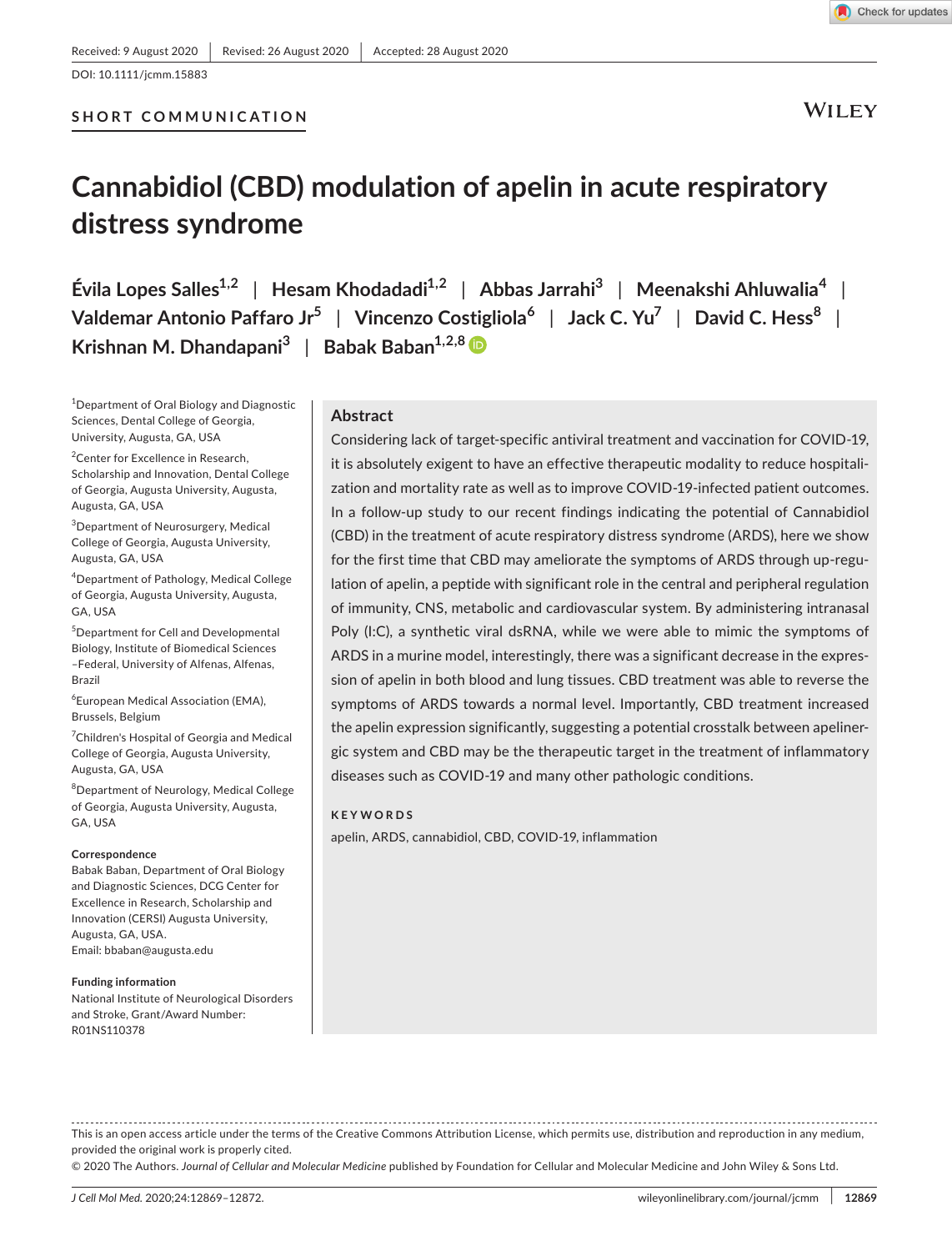Received: 9 August 2020 | Revised: 26 August 2020 | Accepted: 28 August 2020

DOI: 10.1111/jcmm.15883

SHORT COMMUNICATION

# Cannabidiol (CBD) modulation of apelin in acute respiratory distress syndrome

Évila Lopes Salles[1,2] | Hesam Khodadadi[1,2] | Abbas Jarrahi[3] | Meenakshi Ahluwalia[4] | Valdemar Antonio Paffaro Jr[5] | Vincenzo Costigliola[6] | Jack C. Yu[7] | David C. Hess[8] | Krishnan M. Dhandapani[3] | Babak Baban[1,2,8]

[1]Department of Oral Biology and Diagnostic Sciences, Dental College of Georgia, Augusta University, Augusta, GA, USA

[2]Center for Excellence in Research, Scholarship and Innovation, Dental College of Georgia, Augusta University, Augusta, Augusta, GA, USA

[3]Department of Neurosurgery, Medical College of Georgia, Augusta University, Augusta, GA, USA

[4]Department of Pathology, Medical College of Georgia, Augusta University, Augusta, GA, USA

[5]Department for Cell and Developmental Biology, Institute of Biomedical Sciences –Federal, University of Alfenas, Alfenas, Brazil

[6]European Medical Association (EMA), Brussels, Belgium

[7]Children's Hospital of Georgia and Medical College of Georgia, Augusta University, Augusta, GA, USA

[8]Department of Neurology, Medical College of Georgia, Augusta University, Augusta, GA, USA

**Correspondence**
Babak Baban, Department of Oral Biology and Diagnostic Sciences, DCG Center for Excellence in Research, Scholarship and Innovation (CERSI) Augusta University, Augusta, GA, USA.
Email: bbaban@augusta.edu

**Funding information**
National Institute of Neurological Disorders and Stroke, Grant/Award Number: R01NS110378

## Abstract

Considering lack of target-specific antiviral treatment and vaccination for COVID-19, it is absolutely exigent to have an effective therapeutic modality to reduce hospitalization and mortality rate as well as to improve COVID-19-infected patient outcomes. In a follow-up study to our recent findings indicating the potential of Cannabidiol (CBD) in the treatment of acute respiratory distress syndrome (ARDS), here we show for the first time that CBD may ameliorate the symptoms of ARDS through up-regulation of apelin, a peptide with significant role in the central and peripheral regulation of immunity, CNS, metabolic and cardiovascular system. By administering intranasal Poly (I:C), a synthetic viral dsRNA, while we were able to mimic the symptoms of ARDS in a murine model, interestingly, there was a significant decrease in the expression of apelin in both blood and lung tissues. CBD treatment was able to reverse the symptoms of ARDS towards a normal level. Importantly, CBD treatment increased the apelin expression significantly, suggesting a potential crosstalk between apelinergic system and CBD may be the therapeutic target in the treatment of inflammatory diseases such as COVID-19 and many other pathologic conditions.

**KEYWORDS**

apelin, ARDS, cannabidiol, CBD, COVID-19, inflammation

This is an open access article under the terms of the Creative Commons Attribution License, which permits use, distribution and reproduction in any medium, provided the original work is properly cited.
© 2020 The Authors. *Journal of Cellular and Molecular Medicine* published by Foundation for Cellular and Molecular Medicine and John Wiley & Sons Ltd.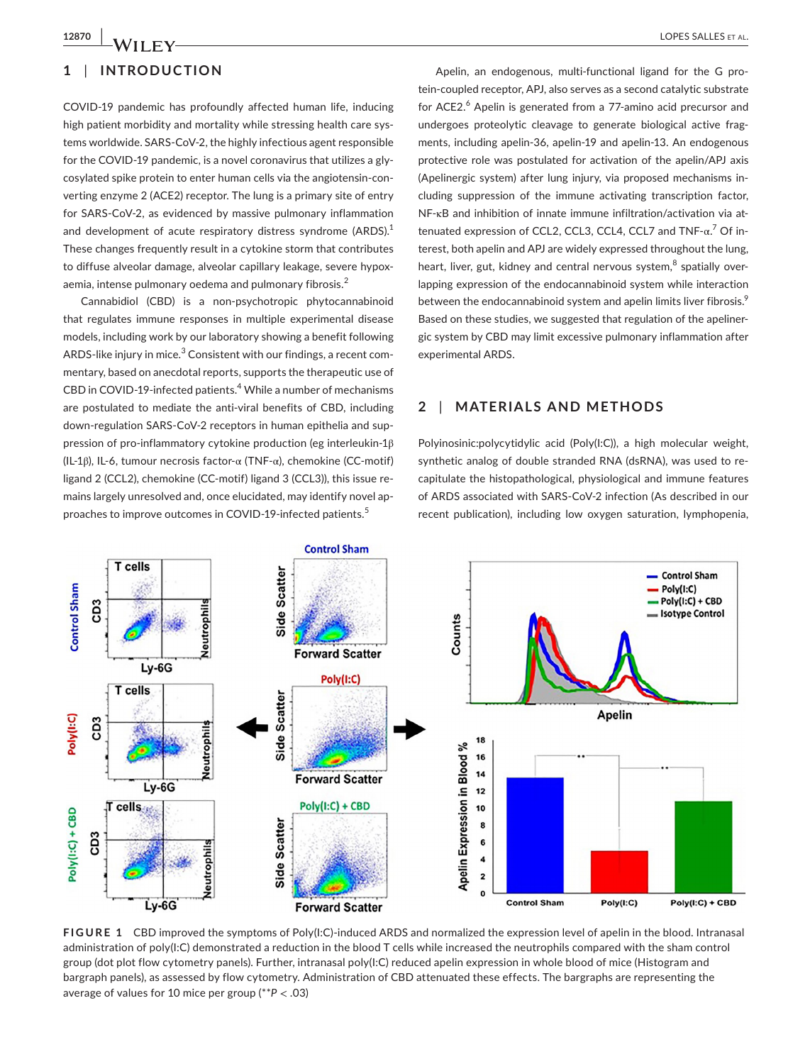## 1 | INTRODUCTION

COVID-19 pandemic has profoundly affected human life, inducing high patient morbidity and mortality while stressing health care systems worldwide. SARS-CoV-2, the highly infectious agent responsible for the COVID-19 pandemic, is a novel coronavirus that utilizes a glycosylated spike protein to enter human cells via the angiotensin-converting enzyme 2 (ACE2) receptor. The lung is a primary site of entry for SARS-CoV-2, as evidenced by massive pulmonary inflammation and development of acute respiratory distress syndrome (ARDS).[1] These changes frequently result in a cytokine storm that contributes to diffuse alveolar damage, alveolar capillary leakage, severe hypoxaemia, intense pulmonary oedema and pulmonary fibrosis.[2]

Cannabidiol (CBD) is a non-psychotropic phytocannabinoid that regulates immune responses in multiple experimental disease models, including work by our laboratory showing a benefit following ARDS-like injury in mice.[3] Consistent with our findings, a recent commentary, based on anecdotal reports, supports the therapeutic use of CBD in COVID-19-infected patients.[4] While a number of mechanisms are postulated to mediate the anti-viral benefits of CBD, including down-regulation SARS-CoV-2 receptors in human epithelia and suppression of pro-inflammatory cytokine production (eg interleukin-1β (IL-1β), IL-6, tumour necrosis factor-α (TNF-α), chemokine (CC-motif) ligand 2 (CCL2), chemokine (CC-motif) ligand 3 (CCL3)), this issue remains largely unresolved and, once elucidated, may identify novel approaches to improve outcomes in COVID-19-infected patients.[5]

Apelin, an endogenous, multi-functional ligand for the G protein-coupled receptor, APJ, also serves as a second catalytic substrate for ACE2.[6] Apelin is generated from a 77-amino acid precursor and undergoes proteolytic cleavage to generate biological active fragments, including apelin-36, apelin-19 and apelin-13. An endogenous protective role was postulated for activation of the apelin/APJ axis (Apelinergic system) after lung injury, via proposed mechanisms including suppression of the immune activating transcription factor, NF-κB and inhibition of innate immune infiltration/activation via attenuated expression of CCL2, CCL3, CCL4, CCL7 and TNF-α.[7] Of interest, both apelin and APJ are widely expressed throughout the lung, heart, liver, gut, kidney and central nervous system,[8] spatially overlapping expression of the endocannabinoid system while interaction between the endocannabinoid system and apelin limits liver fibrosis.[9] Based on these studies, we suggested that regulation of the apelinergic system by CBD may limit excessive pulmonary inflammation after experimental ARDS.

## 2 | MATERIALS AND METHODS

Polyinosinic:polycytidylic acid (Poly(I:C)), a high molecular weight, synthetic analog of double stranded RNA (dsRNA), was used to recapitulate the histopathological, physiological and immune features of ARDS associated with SARS-CoV-2 infection (As described in our recent publication), including low oxygen saturation, lymphopenia,

**FIGURE 1** CBD improved the symptoms of Poly(I:C)-induced ARDS and normalized the expression level of apelin in the blood. Intranasal administration of poly(I:C) demonstrated a reduction in the blood T cells while increased the neutrophils compared with the sham control group (dot plot flow cytometry panels). Further, intranasal poly(I:C) reduced apelin expression in whole blood of mice (Histogram and bargraph panels), as assessed by flow cytometry. Administration of CBD attenuated these effects. The bargraphs are representing the average of values for 10 mice per group (**$P < .03$)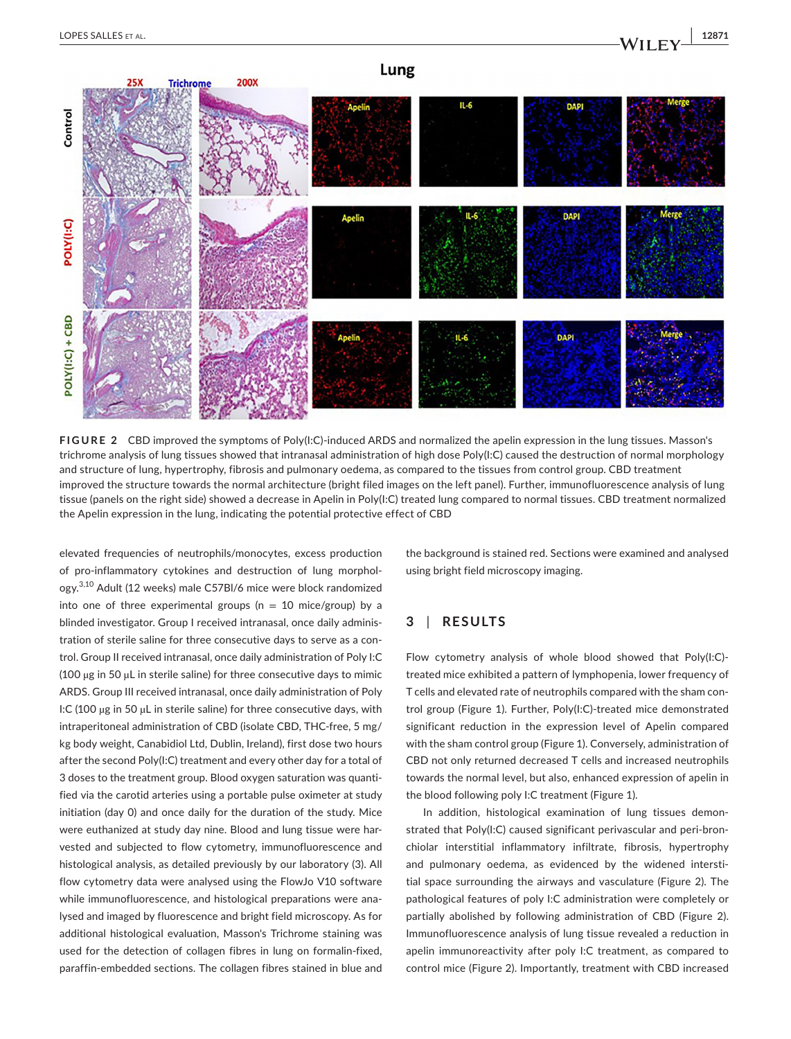**FIGURE 2** CBD improved the symptoms of Poly(I:C)-induced ARDS and normalized the apelin expression in the lung tissues. Masson's trichrome analysis of lung tissues showed that intranasal administration of high dose Poly(I:C) caused the destruction of normal morphology and structure of lung, hypertrophy, fibrosis and pulmonary oedema, as compared to the tissues from control group. CBD treatment improved the structure towards the normal architecture (bright filed images on the left panel). Further, immunofluorescence analysis of lung tissue (panels on the right side) showed a decrease in Apelin in Poly(I:C) treated lung compared to normal tissues. CBD treatment normalized the Apelin expression in the lung, indicating the potential protective effect of CBD

elevated frequencies of neutrophils/monocytes, excess production of pro-inflammatory cytokines and destruction of lung morphology.[3,10] Adult (12 weeks) male C57Bl/6 mice were block randomized into one of three experimental groups (n = 10 mice/group) by a blinded investigator. Group I received intranasal, once daily administration of sterile saline for three consecutive days to serve as a control. Group II received intranasal, once daily administration of Poly I:C (100 μg in 50 μL in sterile saline) for three consecutive days to mimic ARDS. Group III received intranasal, once daily administration of Poly I:C (100 μg in 50 μL in sterile saline) for three consecutive days, with intraperitoneal administration of CBD (isolate CBD, THC-free, 5 mg/kg body weight, Canabidiol Ltd, Dublin, Ireland), first dose two hours after the second Poly(I:C) treatment and every other day for a total of 3 doses to the treatment group. Blood oxygen saturation was quantified via the carotid arteries using a portable pulse oximeter at study initiation (day 0) and once daily for the duration of the study. Mice were euthanized at study day nine. Blood and lung tissue were harvested and subjected to flow cytometry, immunofluorescence and histological analysis, as detailed previously by our laboratory (3). All flow cytometry data were analysed using the FlowJo V10 software while immunofluorescence, and histological preparations were analysed and imaged by fluorescence and bright field microscopy. As for additional histological evaluation, Masson's Trichrome staining was used for the detection of collagen fibres in lung on formalin-fixed, paraffin-embedded sections. The collagen fibres stained in blue and the background is stained red. Sections were examined and analysed using bright field microscopy imaging.

## 3 | RESULTS

Flow cytometry analysis of whole blood showed that Poly(I:C)-treated mice exhibited a pattern of lymphopenia, lower frequency of T cells and elevated rate of neutrophils compared with the sham control group (Figure 1). Further, Poly(I:C)-treated mice demonstrated significant reduction in the expression level of Apelin compared with the sham control group (Figure 1). Conversely, administration of CBD not only returned decreased T cells and increased neutrophils towards the normal level, but also, enhanced expression of apelin in the blood following poly I:C treatment (Figure 1).

In addition, histological examination of lung tissues demonstrated that Poly(I:C) caused significant perivascular and peri-bronchiolar interstitial inflammatory infiltrate, fibrosis, hypertrophy and pulmonary oedema, as evidenced by the widened interstitial space surrounding the airways and vasculature (Figure 2). The pathological features of poly I:C administration were completely or partially abolished by following administration of CBD (Figure 2). Immunofluorescence analysis of lung tissue revealed a reduction in apelin immunoreactivity after poly I:C treatment, as compared to control mice (Figure 2). Importantly, treatment with CBD increased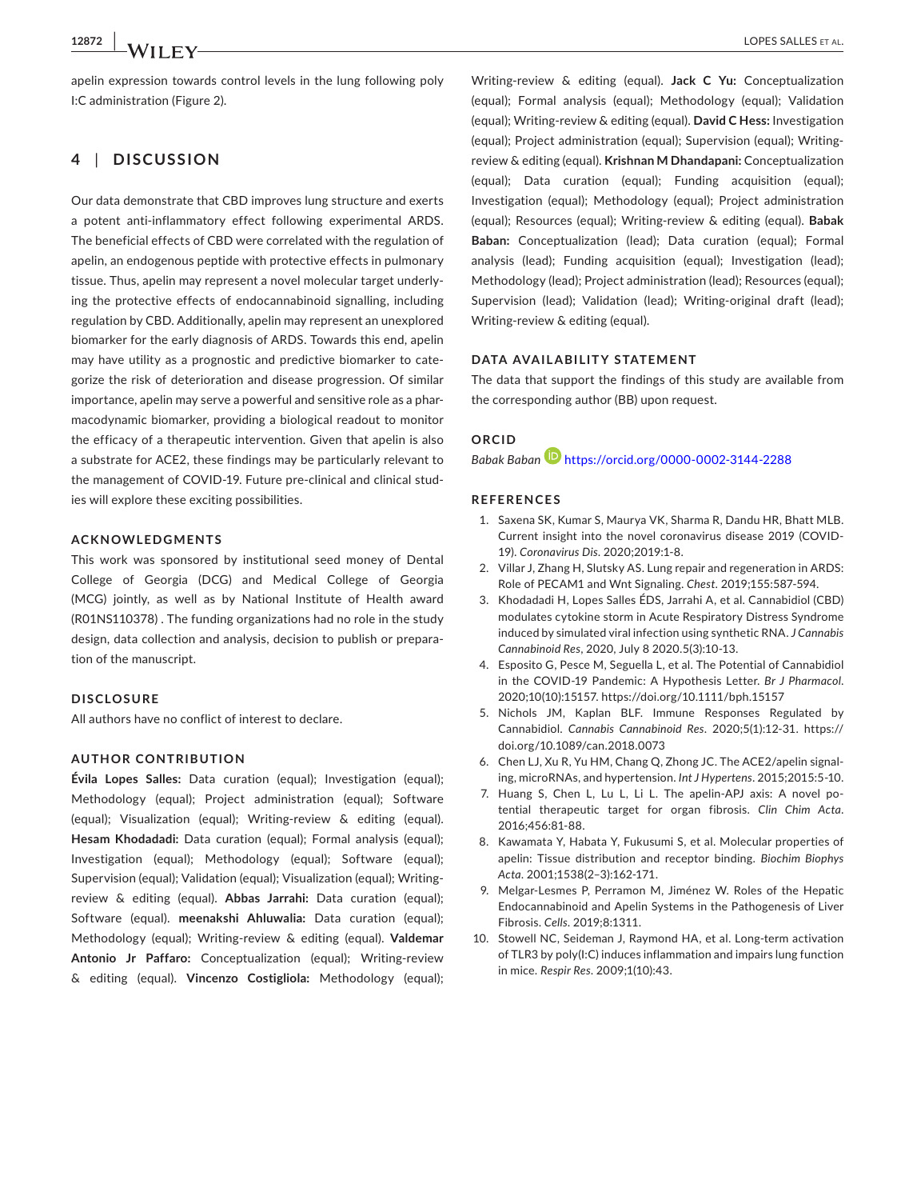apelin expression towards control levels in the lung following poly I:C administration (Figure 2).

## 4 | DISCUSSION

Our data demonstrate that CBD improves lung structure and exerts a potent anti-inflammatory effect following experimental ARDS. The beneficial effects of CBD were correlated with the regulation of apelin, an endogenous peptide with protective effects in pulmonary tissue. Thus, apelin may represent a novel molecular target underlying the protective effects of endocannabinoid signalling, including regulation by CBD. Additionally, apelin may represent an unexplored biomarker for the early diagnosis of ARDS. Towards this end, apelin may have utility as a prognostic and predictive biomarker to categorize the risk of deterioration and disease progression. Of similar importance, apelin may serve a powerful and sensitive role as a pharmacodynamic biomarker, providing a biological readout to monitor the efficacy of a therapeutic intervention. Given that apelin is also a substrate for ACE2, these findings may be particularly relevant to the management of COVID-19. Future pre-clinical and clinical studies will explore these exciting possibilities.

### ACKNOWLEDGMENTS

This work was sponsored by institutional seed money of Dental College of Georgia (DCG) and Medical College of Georgia (MCG) jointly, as well as by National Institute of Health award (R01NS110378) . The funding organizations had no role in the study design, data collection and analysis, decision to publish or preparation of the manuscript.

### DISCLOSURE

All authors have no conflict of interest to declare.

### AUTHOR CONTRIBUTION

**Évila Lopes Salles:** Data curation (equal); Investigation (equal); Methodology (equal); Project administration (equal); Software (equal); Visualization (equal); Writing-review & editing (equal). **Hesam Khodadadi:** Data curation (equal); Formal analysis (equal); Investigation (equal); Methodology (equal); Software (equal); Supervision (equal); Validation (equal); Visualization (equal); Writing-review & editing (equal). **Abbas Jarrahi:** Data curation (equal); Software (equal). **meenakshi Ahluwalia:** Data curation (equal); Methodology (equal); Writing-review & editing (equal). **Valdemar Antonio Jr Paffaro:** Conceptualization (equal); Writing-review & editing (equal). **Vincenzo Costigliola:** Methodology (equal); Writing-review & editing (equal). **Jack C Yu:** Conceptualization (equal); Formal analysis (equal); Methodology (equal); Validation (equal); Writing-review & editing (equal). **David C Hess:** Investigation (equal); Project administration (equal); Supervision (equal); Writing-review & editing (equal). **Krishnan M Dhandapani:** Conceptualization (equal); Data curation (equal); Funding acquisition (equal); Investigation (equal); Methodology (equal); Project administration (equal); Resources (equal); Writing-review & editing (equal). **Babak Baban:** Conceptualization (lead); Data curation (equal); Formal analysis (lead); Funding acquisition (equal); Investigation (lead); Methodology (lead); Project administration (lead); Resources (equal); Supervision (lead); Validation (lead); Writing-original draft (lead); Writing-review & editing (equal).

### DATA AVAILABILITY STATEMENT

The data that support the findings of this study are available from the corresponding author (BB) upon request.

### ORCID

*Babak Baban* https://orcid.org/0000-0002-3144-2288

### REFERENCES

1. Saxena SK, Kumar S, Maurya VK, Sharma R, Dandu HR, Bhatt MLB. Current insight into the novel coronavirus disease 2019 (COVID-19). *Coronavirus Dis*. 2020;2019:1-8.
2. Villar J, Zhang H, Slutsky AS. Lung repair and regeneration in ARDS: Role of PECAM1 and Wnt Signaling. *Chest*. 2019;155:587-594.
3. Khodadadi H, Lopes Salles ÉDS, Jarrahi A, et al. Cannabidiol (CBD) modulates cytokine storm in Acute Respiratory Distress Syndrome induced by simulated viral infection using synthetic RNA. *J Cannabis Cannabinoid Res*, 2020, July 8 2020.5(3):10-13.
4. Esposito G, Pesce M, Seguella L, et al. The Potential of Cannabidiol in the COVID-19 Pandemic: A Hypothesis Letter. *Br J Pharmacol*. 2020;10(10):15157. https://doi.org/10.1111/bph.15157
5. Nichols JM, Kaplan BLF. Immune Responses Regulated by Cannabidiol. *Cannabis Cannabinoid Res*. 2020;5(1):12-31. https://doi.org/10.1089/can.2018.0073
6. Chen LJ, Xu R, Yu HM, Chang Q, Zhong JC. The ACE2/apelin signaling, microRNAs, and hypertension. *Int J Hypertens*. 2015;2015:5-10.
7. Huang S, Chen L, Lu L, Li L. The apelin-APJ axis: A novel potential therapeutic target for organ fibrosis. *Clin Chim Acta*. 2016;456:81-88.
8. Kawamata Y, Habata Y, Fukusumi S, et al. Molecular properties of apelin: Tissue distribution and receptor binding. *Biochim Biophys Acta*. 2001;1538(2–3):162-171.
9. Melgar-Lesmes P, Perramon M, Jiménez W. Roles of the Hepatic Endocannabinoid and Apelin Systems in the Pathogenesis of Liver Fibrosis. *Cells*. 2019;8:1311.
10. Stowell NC, Seideman J, Raymond HA, et al. Long-term activation of TLR3 by poly(I:C) induces inflammation and impairs lung function in mice. *Respir Res*. 2009;1(10):43.